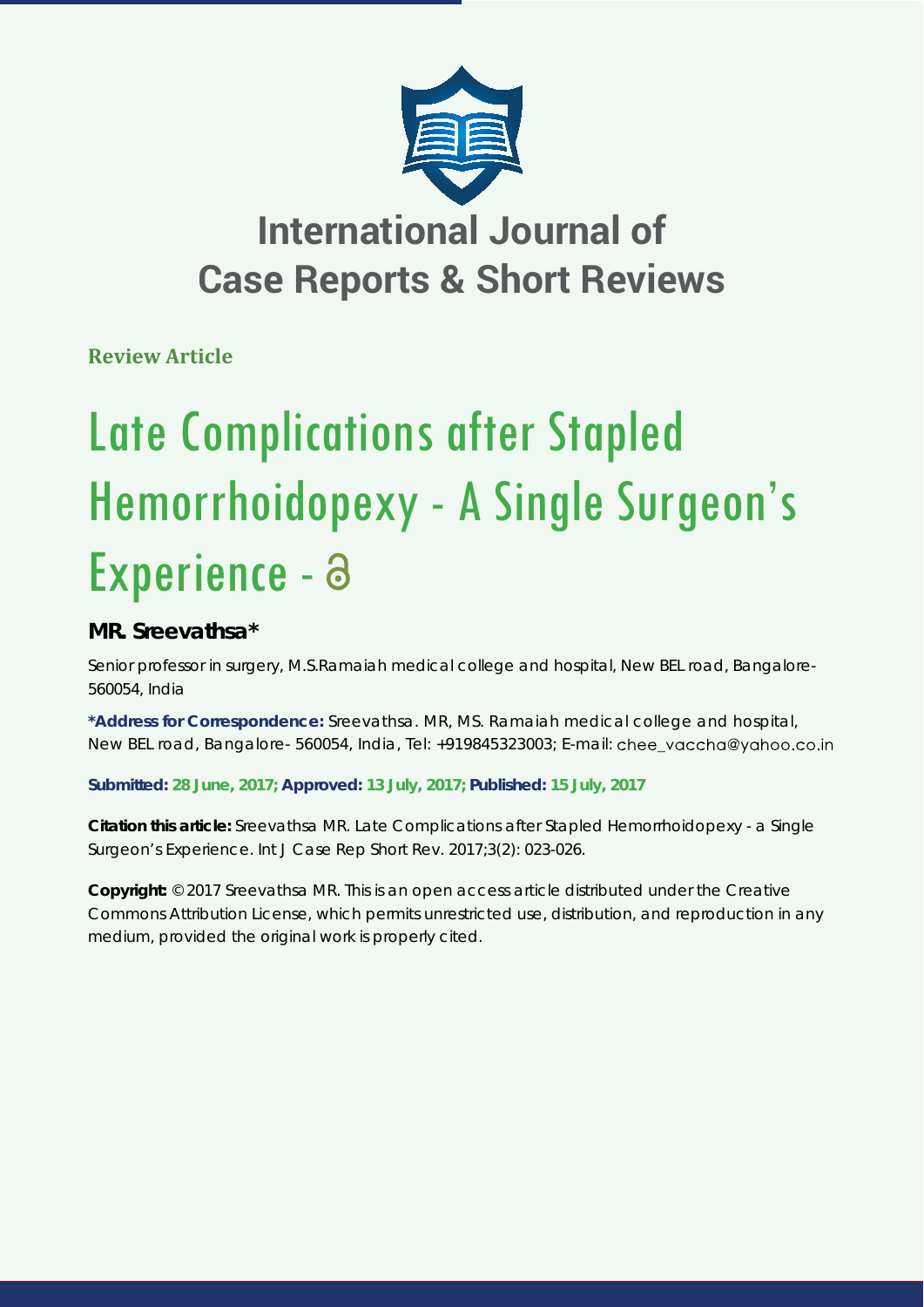# International Journal of Case Reports & Short Reviews

**Review Article**

# Late Complications after Stapled Hemorrhoidopexy - A Single Surgeon's Experience

**MR. Sreevathsa***

Senior professor in surgery, M.S.Ramaiah medical college and hospital, New BEL road, Bangalore-560054, India

**\*Address for Correspondence:** Sreevathsa. MR, MS. Ramaiah medical college and hospital, New BEL road, Bangalore- 560054, India, Tel: +919845323003; E-mail: chee_vaccha@yahoo.co.in

**Submitted: 28 June, 2017; Approved: 13 July, 2017; Published: 15 July, 2017**

**Citation this article:** Sreevathsa MR. Late Complications after Stapled Hemorrhoidopexy - a Single Surgeon's Experience. Int J Case Rep Short Rev. 2017;3(2): 023-026.

**Copyright:** © 2017 Sreevathsa MR. This is an open access article distributed under the Creative Commons Attribution License, which permits unrestricted use, distribution, and reproduction in any medium, provided the original work is properly cited.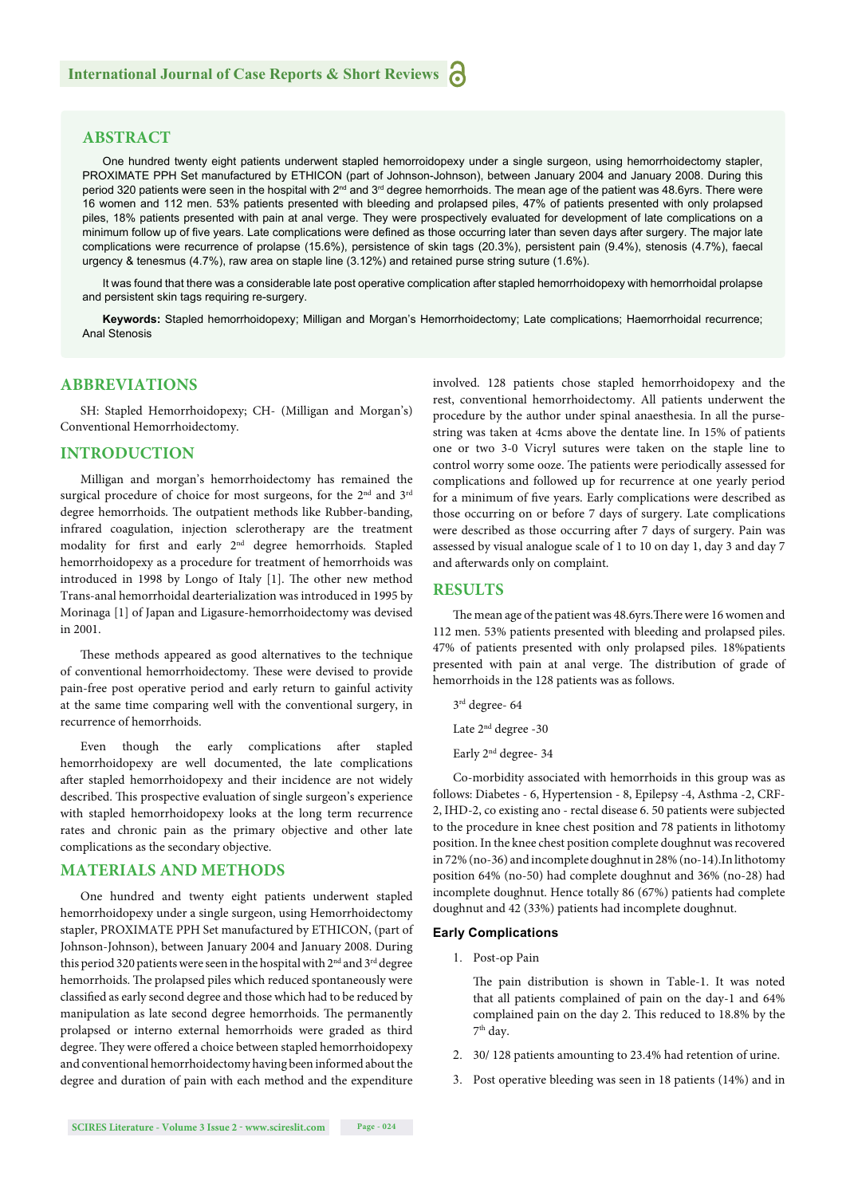## ABSTRACT

One hundred twenty eight patients underwent stapled hemorroidopexy under a single surgeon, using hemorrhoidectomy stapler, PROXIMATE PPH Set manufactured by ETHICON (part of Johnson-Johnson), between January 2004 and January 2008. During this period 320 patients were seen in the hospital with 2nd and 3rd degree hemorrhoids. The mean age of the patient was 48.6yrs. There were 16 women and 112 men. 53% patients presented with bleeding and prolapsed piles, 47% of patients presented with only prolapsed piles, 18% patients presented with pain at anal verge. They were prospectively evaluated for development of late complications on a minimum follow up of five years. Late complications were defined as those occurring later than seven days after surgery. The major late complications were recurrence of prolapse (15.6%), persistence of skin tags (20.3%), persistent pain (9.4%), stenosis (4.7%), faecal urgency & tenesmus (4.7%), raw area on staple line (3.12%) and retained purse string suture (1.6%).

It was found that there was a considerable late post operative complication after stapled hemorrhoidopexy with hemorrhoidal prolapse and persistent skin tags requiring re-surgery.

**Keywords:** Stapled hemorrhoidopexy; Milligan and Morgan's Hemorrhoidectomy; Late complications; Haemorrhoidal recurrence; Anal Stenosis

## ABBREVIATIONS

SH: Stapled Hemorrhoidopexy; CH- (Milligan and Morgan's) Conventional Hemorrhoidectomy.

## INTRODUCTION

Milligan and morgan's hemorrhoidectomy has remained the surgical procedure of choice for most surgeons, for the 2nd and 3rd degree hemorrhoids. The outpatient methods like Rubber-banding, infrared coagulation, injection sclerotherapy are the treatment modality for first and early 2nd degree hemorrhoids. Stapled hemorrhoidopexy as a procedure for treatment of hemorrhoids was introduced in 1998 by Longo of Italy [1]. The other new method Trans-anal hemorrhoidal dearterialization was introduced in 1995 by Morinaga [1] of Japan and Ligasure-hemorrhoidectomy was devised in 2001.

These methods appeared as good alternatives to the technique of conventional hemorrhoidectomy. These were devised to provide pain-free post operative period and early return to gainful activity at the same time comparing well with the conventional surgery, in recurrence of hemorrhoids.

Even though the early complications after stapled hemorrhoidopexy are well documented, the late complications after stapled hemorrhoidopexy and their incidence are not widely described. This prospective evaluation of single surgeon's experience with stapled hemorrhoidopexy looks at the long term recurrence rates and chronic pain as the primary objective and other late complications as the secondary objective.

## MATERIALS AND METHODS

One hundred and twenty eight patients underwent stapled hemorrhoidopexy under a single surgeon, using Hemorrhoidectomy stapler, PROXIMATE PPH Set manufactured by ETHICON, (part of Johnson-Johnson), between January 2004 and January 2008. During this period 320 patients were seen in the hospital with 2nd and 3rd degree hemorrhoids. The prolapsed piles which reduced spontaneously were classified as early second degree and those which had to be reduced by manipulation as late second degree hemorrhoids. The permanently prolapsed or interno external hemorrhoids were graded as third degree. They were offered a choice between stapled hemorrhoidopexy and conventional hemorrhoidectomy having been informed about the degree and duration of pain with each method and the expenditure involved. 128 patients chose stapled hemorrhoidopexy and the rest, conventional hemorrhoidectomy. All patients underwent the procedure by the author under spinal anaesthesia. In all the purse-string was taken at 4cms above the dentate line. In 15% of patients one or two 3-0 Vicryl sutures were taken on the staple line to control worry some ooze. The patients were periodically assessed for complications and followed up for recurrence at one yearly period for a minimum of five years. Early complications were described as those occurring on or before 7 days of surgery. Late complications were described as those occurring after 7 days of surgery. Pain was assessed by visual analogue scale of 1 to 10 on day 1, day 3 and day 7 and afterwards only on complaint.

## RESULTS

The mean age of the patient was 48.6yrs.There were 16 women and 112 men. 53% patients presented with bleeding and prolapsed piles. 47% of patients presented with only prolapsed piles. 18%patients presented with pain at anal verge. The distribution of grade of hemorrhoids in the 128 patients was as follows.

3rd degree- 64

Late 2nd degree -30

Early 2nd degree- 34

Co-morbidity associated with hemorrhoids in this group was as follows: Diabetes - 6, Hypertension - 8, Epilepsy -4, Asthma -2, CRF-2, IHD-2, co existing ano - rectal disease 6. 50 patients were subjected to the procedure in knee chest position and 78 patients in lithotomy position. In the knee chest position complete doughnut was recovered in 72% (no-36) and incomplete doughnut in 28% (no-14).In lithotomy position 64% (no-50) had complete doughnut and 36% (no-28) had incomplete doughnut. Hence totally 86 (67%) patients had complete doughnut and 42 (33%) patients had incomplete doughnut.

### Early Complications

1. Post-op Pain

   The pain distribution is shown in Table-1. It was noted that all patients complained of pain on the day-1 and 64% complained pain on the day 2. This reduced to 18.8% by the 7th day.

2. 30/ 128 patients amounting to 23.4% had retention of urine.

3. Post operative bleeding was seen in 18 patients (14%) and in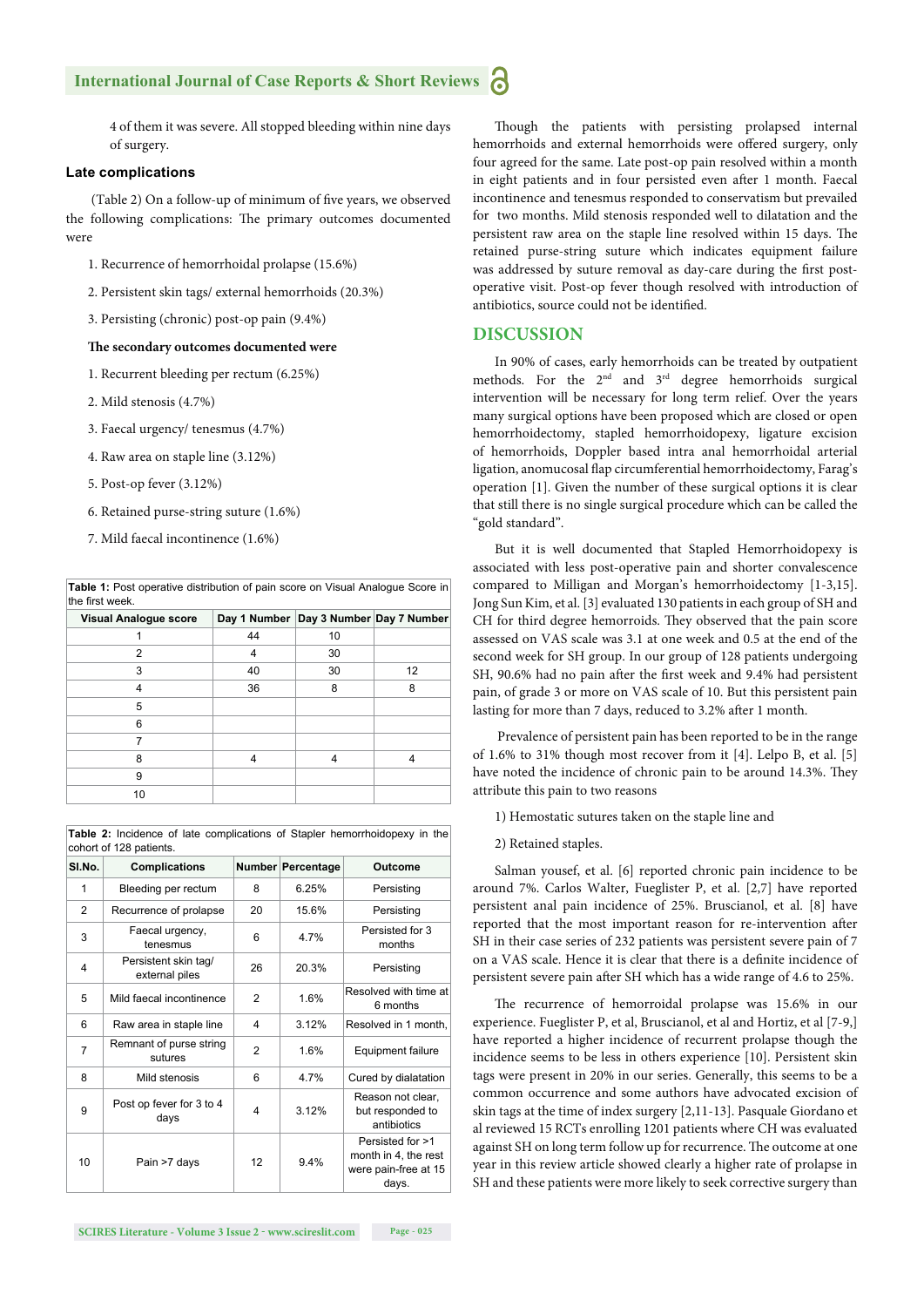4 of them it was severe. All stopped bleeding within nine days of surgery.

### Late complications

(Table 2) On a follow-up of minimum of five years, we observed the following complications: The primary outcomes documented were

1. Recurrence of hemorrhoidal prolapse (15.6%)
2. Persistent skin tags/ external hemorrhoids (20.3%)
3. Persisting (chronic) post-op pain (9.4%)

**The secondary outcomes documented were**

1. Recurrent bleeding per rectum (6.25%)
2. Mild stenosis (4.7%)
3. Faecal urgency/ tenesmus (4.7%)
4. Raw area on staple line (3.12%)
5. Post-op fever (3.12%)
6. Retained purse-string suture (1.6%)
7. Mild faecal incontinence (1.6%)

**Table 1:** Post operative distribution of pain score on Visual Analogue Score in the first week.

| Visual Analogue score | Day 1 Number | Day 3 Number | Day 7 Number |
|---|---|---|---|
| 1 | 44 | 10 | |
| 2 | 4 | 30 | |
| 3 | 40 | 30 | 12 |
| 4 | 36 | 8 | 8 |
| 5 | | | |
| 6 | | | |
| 7 | | | |
| 8 | 4 | 4 | 4 |
| 9 | | | |
| 10 | | | |

**Table 2:** Incidence of late complications of Stapler hemorrhoidopexy in the cohort of 128 patients.

| Sl.No. | Complications | Number | Percentage | Outcome |
|---|---|---|---|---|
| 1 | Bleeding per rectum | 8 | 6.25% | Persisting |
| 2 | Recurrence of prolapse | 20 | 15.6% | Persisting |
| 3 | Faecal urgency, tenesmus | 6 | 4.7% | Persisted for 3 months |
| 4 | Persistent skin tag/ external piles | 26 | 20.3% | Persisting |
| 5 | Mild faecal incontinence | 2 | 1.6% | Resolved with time at 6 months |
| 6 | Raw area in staple line | 4 | 3.12% | Resolved in 1 month, |
| 7 | Remnant of purse string sutures | 2 | 1.6% | Equipment failure |
| 8 | Mild stenosis | 6 | 4.7% | Cured by dialatation |
| 9 | Post op fever for 3 to 4 days | 4 | 3.12% | Reason not clear, but responded to antibiotics |
| 10 | Pain >7 days | 12 | 9.4% | Persisted for >1 month in 4, the rest were pain-free at 15 days. |

Though the patients with persisting prolapsed internal hemorrhoids and external hemorrhoids were offered surgery, only four agreed for the same. Late post-op pain resolved within a month in eight patients and in four persisted even after 1 month. Faecal incontinence and tenesmus responded to conservatism but prevailed for two months. Mild stenosis responded well to dilatation and the persistent raw area on the staple line resolved within 15 days. The retained purse-string suture which indicates equipment failure was addressed by suture removal as day-care during the first post-operative visit. Post-op fever though resolved with introduction of antibiotics, source could not be identified.

## DISCUSSION

In 90% of cases, early hemorrhoids can be treated by outpatient methods. For the 2nd and 3rd degree hemorrhoids surgical intervention will be necessary for long term relief. Over the years many surgical options have been proposed which are closed or open hemorrhoidectomy, stapled hemorrhoidopexy, ligature excision of hemorrhoids, Doppler based intra anal hemorrhoidal arterial ligation, anomucosal flap circumferential hemorrhoidectomy, Farag's operation [1]. Given the number of these surgical options it is clear that still there is no single surgical procedure which can be called the "gold standard".

But it is well documented that Stapled Hemorrhoidopexy is associated with less post-operative pain and shorter convalescence compared to Milligan and Morgan's hemorrhoidectomy [1-3,15]. Jong Sun Kim, et al. [3] evaluated 130 patients in each group of SH and CH for third degree hemorroids. They observed that the pain score assessed on VAS scale was 3.1 at one week and 0.5 at the end of the second week for SH group. In our group of 128 patients undergoing SH, 90.6% had no pain after the first week and 9.4% had persistent pain, of grade 3 or more on VAS scale of 10. But this persistent pain lasting for more than 7 days, reduced to 3.2% after 1 month.

Prevalence of persistent pain has been reported to be in the range of 1.6% to 31% though most recover from it [4]. Lelpo B, et al. [5] have noted the incidence of chronic pain to be around 14.3%. They attribute this pain to two reasons

1) Hemostatic sutures taken on the staple line and

2) Retained staples.

Salman yousef, et al. [6] reported chronic pain incidence to be around 7%. Carlos Walter, Fueglister P, et al. [2,7] have reported persistent anal pain incidence of 25%. Bruscianol, et al. [8] have reported that the most important reason for re-intervention after SH in their case series of 232 patients was persistent severe pain of 7 on a VAS scale. Hence it is clear that there is a definite incidence of persistent severe pain after SH which has a wide range of 4.6 to 25%.

The recurrence of hemoroidal prolapse was 15.6% in our experience. Fueglister P, et al, Bruscianol, et al and Hortiz, et al [7-9,] have reported a higher incidence of recurrent prolapse though the incidence seems to be less in others experience [10]. Persistent skin tags were present in 20% in our series. Generally, this seems to be a common occurrence and some authors have advocated excision of skin tags at the time of index surgery [2,11-13]. Pasquale Giordano et al reviewed 15 RCTs enrolling 1201 patients where CH was evaluated against SH on long term follow up for recurrence. The outcome at one year in this review article showed clearly a higher rate of prolapse in SH and these patients were more likely to seek corrective surgery than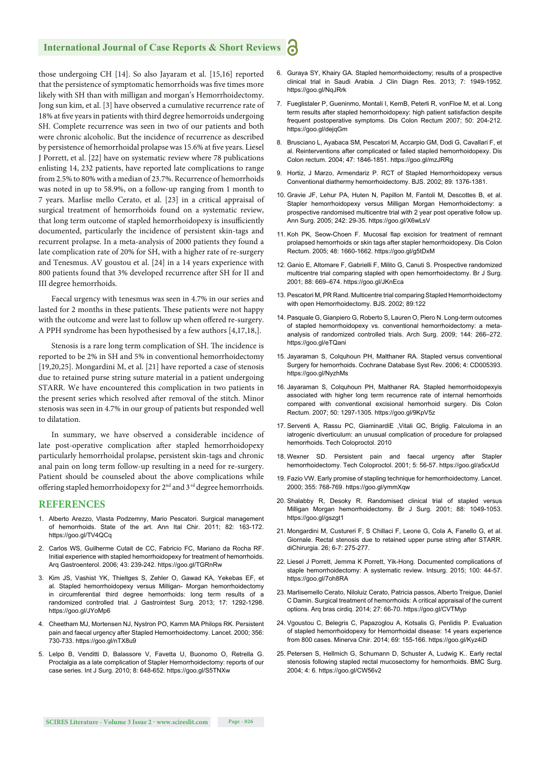those undergoing CH [14]. So also Jayaram et al. [15,16] reported that the persistence of symptomatic hemorrhoids was five times more likely with SH than with milligan and morgan's Hemorrhoidectomy. Jong sun kim, et al. [3] have observed a cumulative recurrence rate of 18% at five years in patients with third degree hemorroids undergoing SH. Complete recurrence was seen in two of our patients and both were chronic alcoholic. But the incidence of recurrence as described by persistence of hemorrhoidal prolapse was 15.6% at five years. Liesel J Porrett, et al. [22] have on systematic review where 78 publications enlisting 14, 232 patients, have reported late complications to range from 2.5% to 80% with a median of 23.7%. Recurrence of hemorrhoids was noted in up to 58.9%, on a follow-up ranging from 1 month to 7 years. Marlise mello Cerato, et al. [23] in a critical appraisal of surgical treatment of hemorrhoids found on a systematic review, that long term outcome of stapled hemorrhoidopexy is insufficiently documented, particularly the incidence of persistent skin-tags and recurrent prolapse. In a meta-analysis of 2000 patients they found a late complication rate of 20% for SH, with a higher rate of re-surgery and Tenesmus. AV goustou et al. [24] in a 14 years experience with 800 patients found that 3% developed recurrence after SH for II and III degree hemorrhoids.

Faecal urgency with tenesmus was seen in 4.7% in our series and lasted for 2 months in these patients. These patients were not happy with the outcome and were last to follow up when offered re-surgery. A PPH syndrome has been hypothesised by a few authors [4,17,18,].

Stenosis is a rare long term complication of SH. The incidence is reported to be 2% in SH and 5% in conventional hemorrhoidectomy [19,20,25]. Mongardini M, et al. [21] have reported a case of stenosis due to retained purse string suture material in a patient undergoing STARR. We have encountered this complication in two patients in the present series which resolved after removal of the stitch. Minor stenosis was seen in 4.7% in our group of patients but responded well to dilatation.

In summary, we have observed a considerable incidence of late post-operative complication after stapled hemorrhoidopexy particularly hemorrhoidal prolapse, persistent skin-tags and chronic anal pain on long term follow-up resulting in a need for re-surgery. Patient should be counseled about the above complications while offering stapled hemorrhoidopexy for 2nd and 3rd degree hemorrhoids.

## REFERENCES

1. Alberto Arezzo, Vlasta Podzemny, Mario Pescatori. Surgical management of hemorrhoids. State of the art. Ann Ital Chir. 2011; 82: 163-172. https://goo.gl/TV4QCq
2. Carlos WS, Guilherme Cutait de CC, Fabricio FC, Mariano da Rocha RF. Initial experience with stapled hemorrhoidopexy for treatment of hemorrhoids. Arq Gastroenterol. 2006; 43: 239-242. https://goo.gl/TGRnRw
3. Kim JS, Vashist YK, Thieltges S, Zehler O, Gawad KA, Yekebas EF, et al. Stapled hemorrhoidopexy versus Milligan- Morgan hemorrhoidectomy in circumferential third degree hemorrhoids: long term results of a randomized controlled trial. J Gastrointest Surg. 2013; 17: 1292-1298. https://goo.gl/JYoMp6
4. Cheetham MJ, Mortensen NJ, Nystron PO, Kamm MA Philops RK. Persistent pain and faecal urgency after Stapled Hemorrhoidectomy. Lancet. 2000; 356: 730-733. https://goo.gl/nTX8u9
5. Lelpo B, Venditti D, Balassore V, Favetta U, Buonomo O, Retrella G. Proctalgia as a late complication of Stapler Hemorrhoidectomy: reports of our case series. Int J Surg. 2010; 8: 648-652. https://goo.gl/S5TNXw
6. Guraya SY, Khairy GA. Stapled hemorrhoidectomy; results of a prospective clinical trial in Saudi Arabia. J Clin Diagn Res. 2013; 7: 1949-1952. https://goo.gl/NqJRrk
7. Fueglistaler P, Gueninmo, Montali I, KernB, Peterli R, vonFloe M, et al. Long term results after stapled hemorrhoidopexy: high patient satisfaction despite frequent postoperative symptoms. Dis Colon Rectum 2007; 50: 204-212. https://goo.gl/dejqGm
8. Brusciano L, Ayabaca SM, Pescatori M, Accarpio GM, Dodi G, Cavallari F, et al. Reinterventions after complicated or failed stapled hemorrhoidopexy. Dis Colon rectum. 2004; 47: 1846-1851. https://goo.gl/mzJRRg
9. Hortiz, J Marzo, Armendariz P. RCT of Stapled Hemorrhoidopexy versus Conventional diathermy hemorrhoidectomy. BJS. 2002; 89: 1376-1381.
10. Gravie JF, Lehur PA, Huten N, Papillon M, Fantoli M, Descottes B, et al. Stapler hemorrhoidopexy versus Milligan Morgan Hemorrhoidectomy: a prospective randomised multicentre trial with 2 year post operative follow up. Ann Surg. 2005; 242: 29-35. https://goo.gl/X6wLsV
11. Koh PK, Seow-Choen F. Mucosal flap excision for treatment of remnant prolapsed hemorrhoids or skin tags after stapler hemorrhoidopexy. Dis Colon Rectum. 2005; 48: 1660-1662. https://goo.gl/g5tDxM
12. Ganio E, Altomare F, Gabrielli F, Milito G, Canuti S. Prospective randomized multicentre trial comparing stapled with open hemorrhoidectomy. Br J Surg. 2001; 88: 669–674. https://goo.gl/JKnEca
13. Pescatori M, PR Rand. Multicentre trial comparing Stapled Hemorrhoidectomy with open Hemorrhoidectomy. BJS. 2002; 89:122
14. Pasquale G, Gianpiero G, Roberto S, Lauren O, Piero N. Long-term outcomes of stapled hemorrhoidopexy vs. conventional hemorrhoidectomy: a meta-analysis of randomized controlled trials. Arch Surg. 2009; 144: 266–272. https://goo.gl/eTQani
15. Jayaraman S, Colquhoun PH, Malthaner RA. Stapled versus conventional Surgery for hemorrhoids. Cochrane Database Syst Rev. 2006; 4: CD005393. https://goo.gl/NyzhMs
16. Jayaraman S, Colquhoun PH, Malthaner RA. Stapled hemorrhoidopexyis associated with higher long term recurrence rate of internal hemorrhoids compared with conventional excisional hemorrhoid surgery. Dis Colon Rectum. 2007; 50: 1297-1305. https://goo.gl/9KpV5z
17. Serventi A, Rassu PC, GiaminardiE ,Vitali GC, Briglig. Falculoma in an iatrogenic diverticulum: an unusual complication of procedure for prolapsed hemorrhoids. Tech Coloproctol. 2010
18. Wexner SD. Persistent pain and faecal urgency after Stapler hemorrhoidectomy. Tech Coloproctol. 2001; 5: 56-57. https://goo.gl/a5cxUd
19. Fazio VW. Early promise of stapling technique for hemorrhoidectomy. Lancet. 2000; 355: 768-769. https://goo.gl/ymmXqw
20. Shalabby R, Desoky R. Randomised clinical trial of stapled versus Milligan Morgan hemorrhoidectomy. Br J Surg. 2001; 88: 1049-1053. https://goo.gl/gszgt1
21. Mongardini M, Custureri F, S Chillaci F, Leone G, Cola A, Fanello G, et al. Giornale. Rectal stenosis due to retained upper purse string after STARR. diChirurgia. 26; 6-7: 275-277.
22. Liesel J Porrett, Jemma K Porrett, Yik-Hong. Documented complications of staple hemorrhoidectomy: A systematic review. Intsurg. 2015; 100: 44-57. https://goo.gl/7oh8RA
23. Marlisemello Cerato, Niloluiz Cerato, Patricia passos, Alberto Treigue, Daniel C Damin. Surgical treatment of hemorrhoids: A critical appraisal of the current options. Arq bras cirdiq. 2014; 27: 66-70. https://goo.gl/CVTMyp
24. Vgoustou C, Belegris C, Papazoglou A, Kotsalis G, Penlidis P. Evaluation of stapled hemorrhoidopexy for Hemorrhoidal disease: 14 years experience from 800 cases. Minerva Chir. 2014; 69: 155-166. https://goo.gl/Kyz4iD
25. Petersen S, Hellmich G, Schumann D, Schuster A, Ludwig K.. Early rectal stenosis following stapled rectal mucosectomy for hemorrhoids. BMC Surg. 2004; 4: 6. https://goo.gl/CW56v2